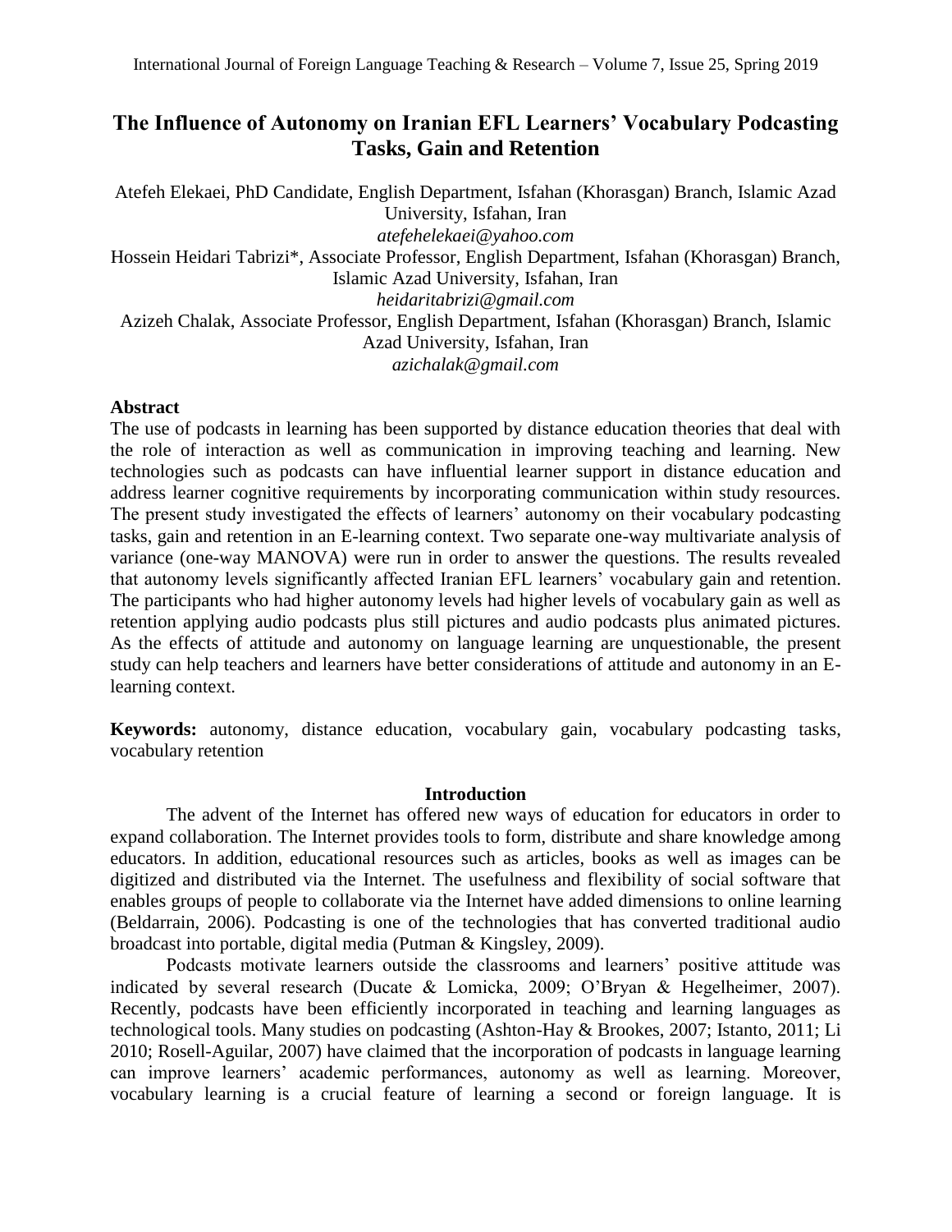# The Influence of Autonomy on Iranian EFL Learners' Vocabulary Podcasting Tasks, Gain and Retention

Atefeh Elekaei, PhD Candidate, English Department, Isfahan (Khorasgan) Branch, Islamic Azad University, Isfahan, Iran
*atefehelekaei@yahoo.com*

Hossein Heidari Tabrizi*, Associate Professor, English Department, Isfahan (Khorasgan) Branch, Islamic Azad University, Isfahan, Iran
*heidaritabrizi@gmail.com*

Azizeh Chalak, Associate Professor, English Department, Isfahan (Khorasgan) Branch, Islamic Azad University, Isfahan, Iran
*azichalak@gmail.com*

## Abstract

The use of podcasts in learning has been supported by distance education theories that deal with the role of interaction as well as communication in improving teaching and learning. New technologies such as podcasts can have influential learner support in distance education and address learner cognitive requirements by incorporating communication within study resources. The present study investigated the effects of learners' autonomy on their vocabulary podcasting tasks, gain and retention in an E-learning context. Two separate one-way multivariate analysis of variance (one-way MANOVA) were run in order to answer the questions. The results revealed that autonomy levels significantly affected Iranian EFL learners' vocabulary gain and retention. The participants who had higher autonomy levels had higher levels of vocabulary gain as well as retention applying audio podcasts plus still pictures and audio podcasts plus animated pictures. As the effects of attitude and autonomy on language learning are unquestionable, the present study can help teachers and learners have better considerations of attitude and autonomy in an E-learning context.

**Keywords:** autonomy, distance education, vocabulary gain, vocabulary podcasting tasks, vocabulary retention

## Introduction

The advent of the Internet has offered new ways of education for educators in order to expand collaboration. The Internet provides tools to form, distribute and share knowledge among educators. In addition, educational resources such as articles, books as well as images can be digitized and distributed via the Internet. The usefulness and flexibility of social software that enables groups of people to collaborate via the Internet have added dimensions to online learning (Beldarrain, 2006). Podcasting is one of the technologies that has converted traditional audio broadcast into portable, digital media (Putman & Kingsley, 2009).

Podcasts motivate learners outside the classrooms and learners' positive attitude was indicated by several research (Ducate & Lomicka, 2009; O'Bryan & Hegelheimer, 2007). Recently, podcasts have been efficiently incorporated in teaching and learning languages as technological tools. Many studies on podcasting (Ashton-Hay & Brookes, 2007; Istanto, 2011; Li 2010; Rosell-Aguilar, 2007) have claimed that the incorporation of podcasts in language learning can improve learners' academic performances, autonomy as well as learning. Moreover, vocabulary learning is a crucial feature of learning a second or foreign language. It is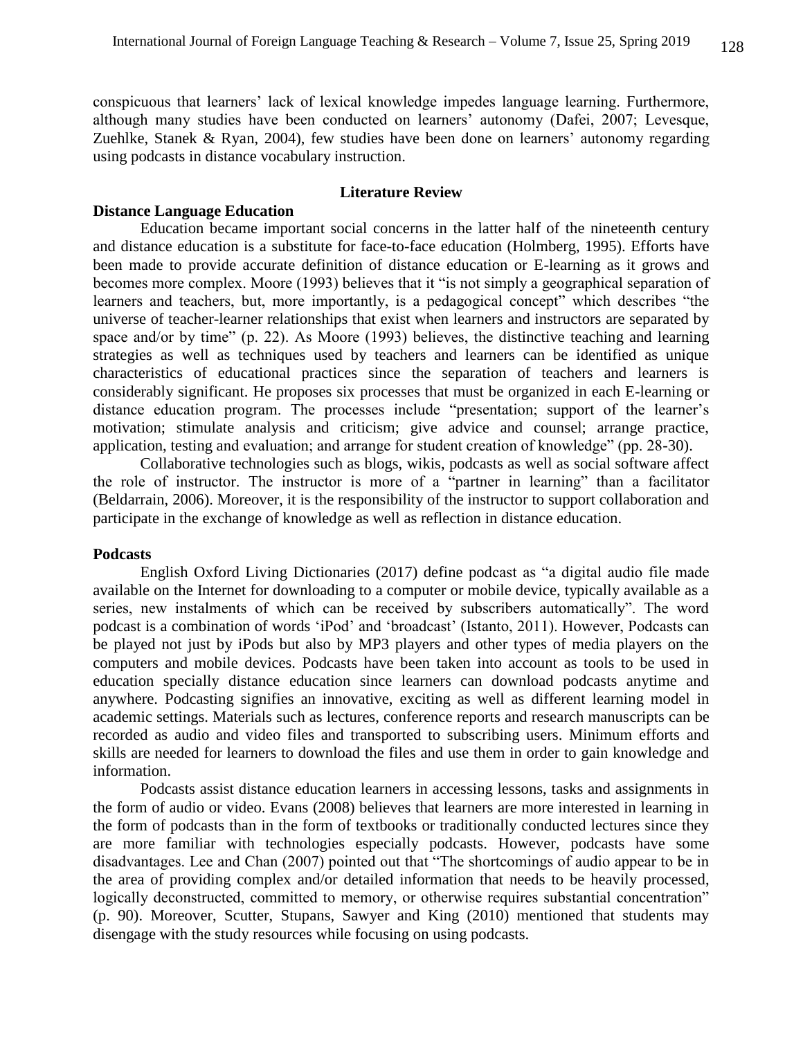conspicuous that learners' lack of lexical knowledge impedes language learning. Furthermore, although many studies have been conducted on learners' autonomy (Dafei, 2007; Levesque, Zuehlke, Stanek & Ryan, 2004), few studies have been done on learners' autonomy regarding using podcasts in distance vocabulary instruction.

## Literature Review

### Distance Language Education

Education became important social concerns in the latter half of the nineteenth century and distance education is a substitute for face-to-face education (Holmberg, 1995). Efforts have been made to provide accurate definition of distance education or E-learning as it grows and becomes more complex. Moore (1993) believes that it "is not simply a geographical separation of learners and teachers, but, more importantly, is a pedagogical concept" which describes "the universe of teacher-learner relationships that exist when learners and instructors are separated by space and/or by time" (p. 22). As Moore (1993) believes, the distinctive teaching and learning strategies as well as techniques used by teachers and learners can be identified as unique characteristics of educational practices since the separation of teachers and learners is considerably significant. He proposes six processes that must be organized in each E-learning or distance education program. The processes include "presentation; support of the learner's motivation; stimulate analysis and criticism; give advice and counsel; arrange practice, application, testing and evaluation; and arrange for student creation of knowledge" (pp. 28-30).

Collaborative technologies such as blogs, wikis, podcasts as well as social software affect the role of instructor. The instructor is more of a "partner in learning" than a facilitator (Beldarrain, 2006). Moreover, it is the responsibility of the instructor to support collaboration and participate in the exchange of knowledge as well as reflection in distance education.

### Podcasts

English Oxford Living Dictionaries (2017) define podcast as "a digital audio file made available on the Internet for downloading to a computer or mobile device, typically available as a series, new instalments of which can be received by subscribers automatically". The word podcast is a combination of words 'iPod' and 'broadcast' (Istanto, 2011). However, Podcasts can be played not just by iPods but also by MP3 players and other types of media players on the computers and mobile devices. Podcasts have been taken into account as tools to be used in education specially distance education since learners can download podcasts anytime and anywhere. Podcasting signifies an innovative, exciting as well as different learning model in academic settings. Materials such as lectures, conference reports and research manuscripts can be recorded as audio and video files and transported to subscribing users. Minimum efforts and skills are needed for learners to download the files and use them in order to gain knowledge and information.

Podcasts assist distance education learners in accessing lessons, tasks and assignments in the form of audio or video. Evans (2008) believes that learners are more interested in learning in the form of podcasts than in the form of textbooks or traditionally conducted lectures since they are more familiar with technologies especially podcasts. However, podcasts have some disadvantages. Lee and Chan (2007) pointed out that "The shortcomings of audio appear to be in the area of providing complex and/or detailed information that needs to be heavily processed, logically deconstructed, committed to memory, or otherwise requires substantial concentration" (p. 90). Moreover, Scutter, Stupans, Sawyer and King (2010) mentioned that students may disengage with the study resources while focusing on using podcasts.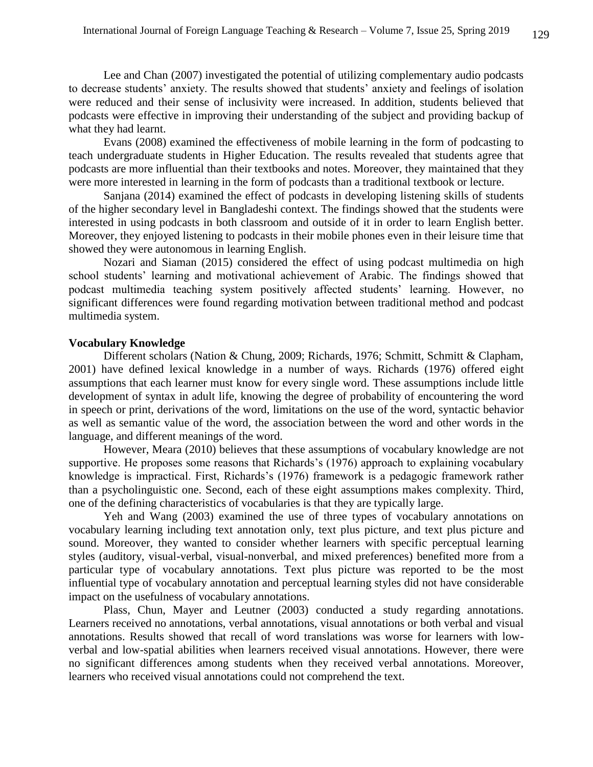Lee and Chan (2007) investigated the potential of utilizing complementary audio podcasts to decrease students' anxiety. The results showed that students' anxiety and feelings of isolation were reduced and their sense of inclusivity were increased. In addition, students believed that podcasts were effective in improving their understanding of the subject and providing backup of what they had learnt.

Evans (2008) examined the effectiveness of mobile learning in the form of podcasting to teach undergraduate students in Higher Education. The results revealed that students agree that podcasts are more influential than their textbooks and notes. Moreover, they maintained that they were more interested in learning in the form of podcasts than a traditional textbook or lecture.

Sanjana (2014) examined the effect of podcasts in developing listening skills of students of the higher secondary level in Bangladeshi context. The findings showed that the students were interested in using podcasts in both classroom and outside of it in order to learn English better. Moreover, they enjoyed listening to podcasts in their mobile phones even in their leisure time that showed they were autonomous in learning English.

Nozari and Siaman (2015) considered the effect of using podcast multimedia on high school students' learning and motivational achievement of Arabic. The findings showed that podcast multimedia teaching system positively affected students' learning. However, no significant differences were found regarding motivation between traditional method and podcast multimedia system.

**Vocabulary Knowledge**

Different scholars (Nation & Chung, 2009; Richards, 1976; Schmitt, Schmitt & Clapham, 2001) have defined lexical knowledge in a number of ways. Richards (1976) offered eight assumptions that each learner must know for every single word. These assumptions include little development of syntax in adult life, knowing the degree of probability of encountering the word in speech or print, derivations of the word, limitations on the use of the word, syntactic behavior as well as semantic value of the word, the association between the word and other words in the language, and different meanings of the word.

However, Meara (2010) believes that these assumptions of vocabulary knowledge are not supportive. He proposes some reasons that Richards's (1976) approach to explaining vocabulary knowledge is impractical. First, Richards's (1976) framework is a pedagogic framework rather than a psycholinguistic one. Second, each of these eight assumptions makes complexity. Third, one of the defining characteristics of vocabularies is that they are typically large.

Yeh and Wang (2003) examined the use of three types of vocabulary annotations on vocabulary learning including text annotation only, text plus picture, and text plus picture and sound. Moreover, they wanted to consider whether learners with specific perceptual learning styles (auditory, visual-verbal, visual-nonverbal, and mixed preferences) benefited more from a particular type of vocabulary annotations. Text plus picture was reported to be the most influential type of vocabulary annotation and perceptual learning styles did not have considerable impact on the usefulness of vocabulary annotations.

Plass, Chun, Mayer and Leutner (2003) conducted a study regarding annotations. Learners received no annotations, verbal annotations, visual annotations or both verbal and visual annotations. Results showed that recall of word translations was worse for learners with low-verbal and low-spatial abilities when learners received visual annotations. However, there were no significant differences among students when they received verbal annotations. Moreover, learners who received visual annotations could not comprehend the text.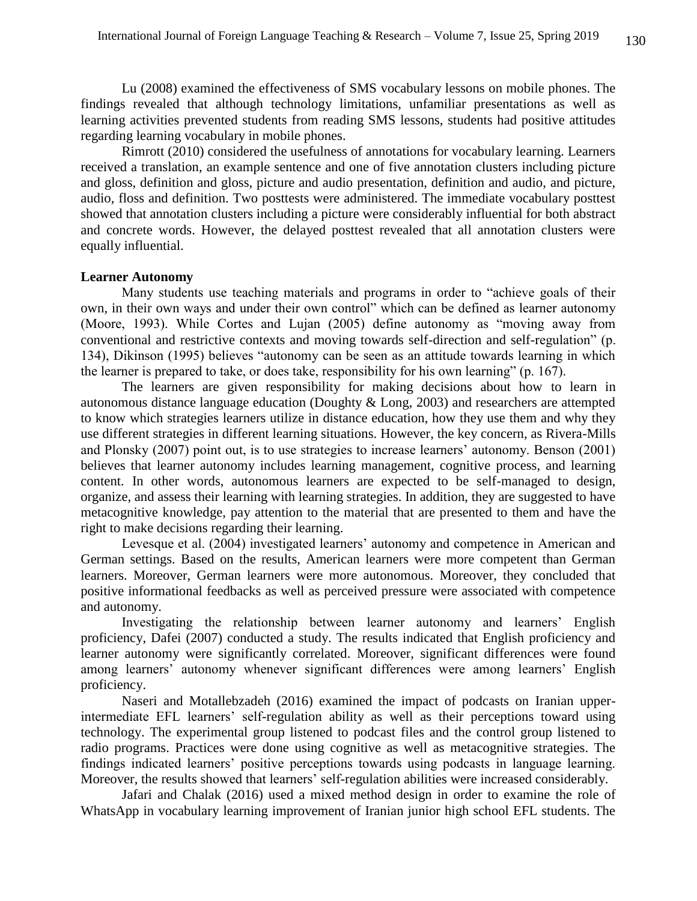Lu (2008) examined the effectiveness of SMS vocabulary lessons on mobile phones. The findings revealed that although technology limitations, unfamiliar presentations as well as learning activities prevented students from reading SMS lessons, students had positive attitudes regarding learning vocabulary in mobile phones.

Rimrott (2010) considered the usefulness of annotations for vocabulary learning. Learners received a translation, an example sentence and one of five annotation clusters including picture and gloss, definition and gloss, picture and audio presentation, definition and audio, and picture, audio, floss and definition. Two posttests were administered. The immediate vocabulary posttest showed that annotation clusters including a picture were considerably influential for both abstract and concrete words. However, the delayed posttest revealed that all annotation clusters were equally influential.

**Learner Autonomy**

Many students use teaching materials and programs in order to "achieve goals of their own, in their own ways and under their own control" which can be defined as learner autonomy (Moore, 1993). While Cortes and Lujan (2005) define autonomy as "moving away from conventional and restrictive contexts and moving towards self-direction and self-regulation" (p. 134), Dikinson (1995) believes "autonomy can be seen as an attitude towards learning in which the learner is prepared to take, or does take, responsibility for his own learning" (p. 167).

The learners are given responsibility for making decisions about how to learn in autonomous distance language education (Doughty & Long, 2003) and researchers are attempted to know which strategies learners utilize in distance education, how they use them and why they use different strategies in different learning situations. However, the key concern, as Rivera-Mills and Plonsky (2007) point out, is to use strategies to increase learners' autonomy. Benson (2001) believes that learner autonomy includes learning management, cognitive process, and learning content. In other words, autonomous learners are expected to be self-managed to design, organize, and assess their learning with learning strategies. In addition, they are suggested to have metacognitive knowledge, pay attention to the material that are presented to them and have the right to make decisions regarding their learning.

Levesque et al. (2004) investigated learners' autonomy and competence in American and German settings. Based on the results, American learners were more competent than German learners. Moreover, German learners were more autonomous. Moreover, they concluded that positive informational feedbacks as well as perceived pressure were associated with competence and autonomy.

Investigating the relationship between learner autonomy and learners' English proficiency, Dafei (2007) conducted a study. The results indicated that English proficiency and learner autonomy were significantly correlated. Moreover, significant differences were found among learners' autonomy whenever significant differences were among learners' English proficiency.

Naseri and Motallebzadeh (2016) examined the impact of podcasts on Iranian upper-intermediate EFL learners' self-regulation ability as well as their perceptions toward using technology. The experimental group listened to podcast files and the control group listened to radio programs. Practices were done using cognitive as well as metacognitive strategies. The findings indicated learners' positive perceptions towards using podcasts in language learning. Moreover, the results showed that learners' self-regulation abilities were increased considerably.

Jafari and Chalak (2016) used a mixed method design in order to examine the role of WhatsApp in vocabulary learning improvement of Iranian junior high school EFL students. The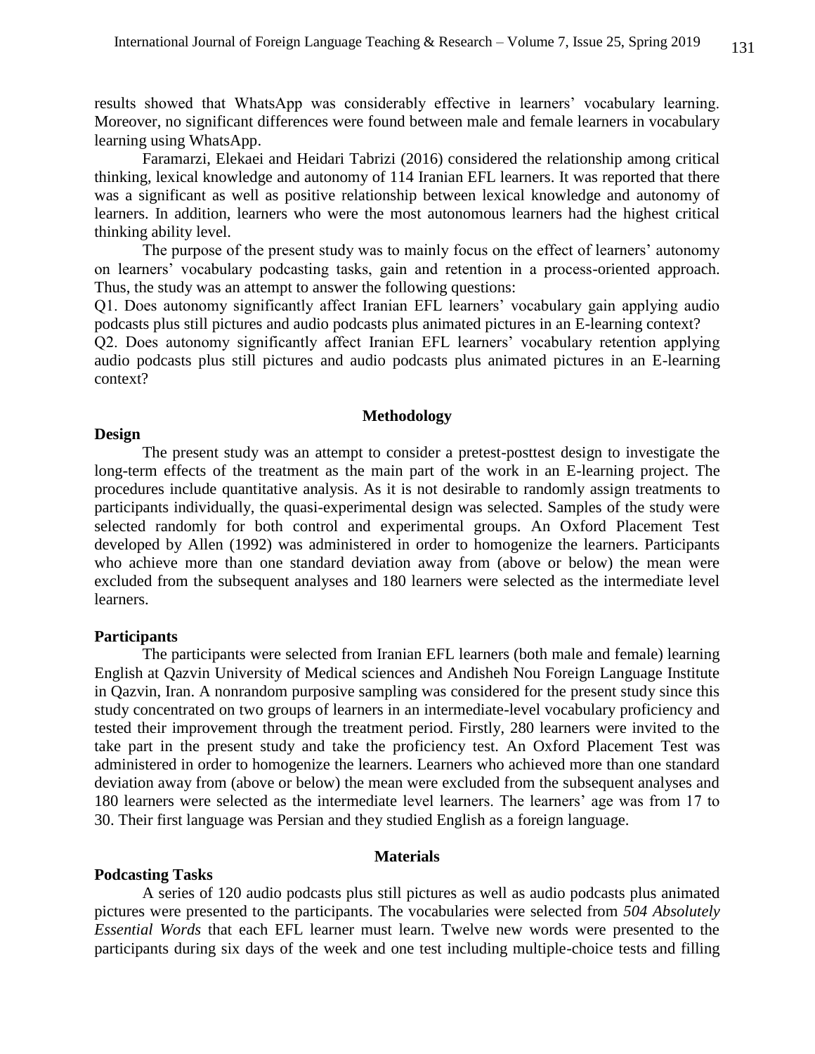results showed that WhatsApp was considerably effective in learners' vocabulary learning. Moreover, no significant differences were found between male and female learners in vocabulary learning using WhatsApp.

Faramarzi, Elekaei and Heidari Tabrizi (2016) considered the relationship among critical thinking, lexical knowledge and autonomy of 114 Iranian EFL learners. It was reported that there was a significant as well as positive relationship between lexical knowledge and autonomy of learners. In addition, learners who were the most autonomous learners had the highest critical thinking ability level.

The purpose of the present study was to mainly focus on the effect of learners' autonomy on learners' vocabulary podcasting tasks, gain and retention in a process-oriented approach. Thus, the study was an attempt to answer the following questions:

Q1. Does autonomy significantly affect Iranian EFL learners' vocabulary gain applying audio podcasts plus still pictures and audio podcasts plus animated pictures in an E-learning context?

Q2. Does autonomy significantly affect Iranian EFL learners' vocabulary retention applying audio podcasts plus still pictures and audio podcasts plus animated pictures in an E-learning context?

## Methodology

### Design

The present study was an attempt to consider a pretest-posttest design to investigate the long-term effects of the treatment as the main part of the work in an E-learning project. The procedures include quantitative analysis. As it is not desirable to randomly assign treatments to participants individually, the quasi-experimental design was selected. Samples of the study were selected randomly for both control and experimental groups. An Oxford Placement Test developed by Allen (1992) was administered in order to homogenize the learners. Participants who achieve more than one standard deviation away from (above or below) the mean were excluded from the subsequent analyses and 180 learners were selected as the intermediate level learners.

### Participants

The participants were selected from Iranian EFL learners (both male and female) learning English at Qazvin University of Medical sciences and Andisheh Nou Foreign Language Institute in Qazvin, Iran. A nonrandom purposive sampling was considered for the present study since this study concentrated on two groups of learners in an intermediate-level vocabulary proficiency and tested their improvement through the treatment period. Firstly, 280 learners were invited to the take part in the present study and take the proficiency test. An Oxford Placement Test was administered in order to homogenize the learners. Learners who achieved more than one standard deviation away from (above or below) the mean were excluded from the subsequent analyses and 180 learners were selected as the intermediate level learners. The learners' age was from 17 to 30. Their first language was Persian and they studied English as a foreign language.

## Materials

### Podcasting Tasks

A series of 120 audio podcasts plus still pictures as well as audio podcasts plus animated pictures were presented to the participants. The vocabularies were selected from *504 Absolutely Essential Words* that each EFL learner must learn. Twelve new words were presented to the participants during six days of the week and one test including multiple-choice tests and filling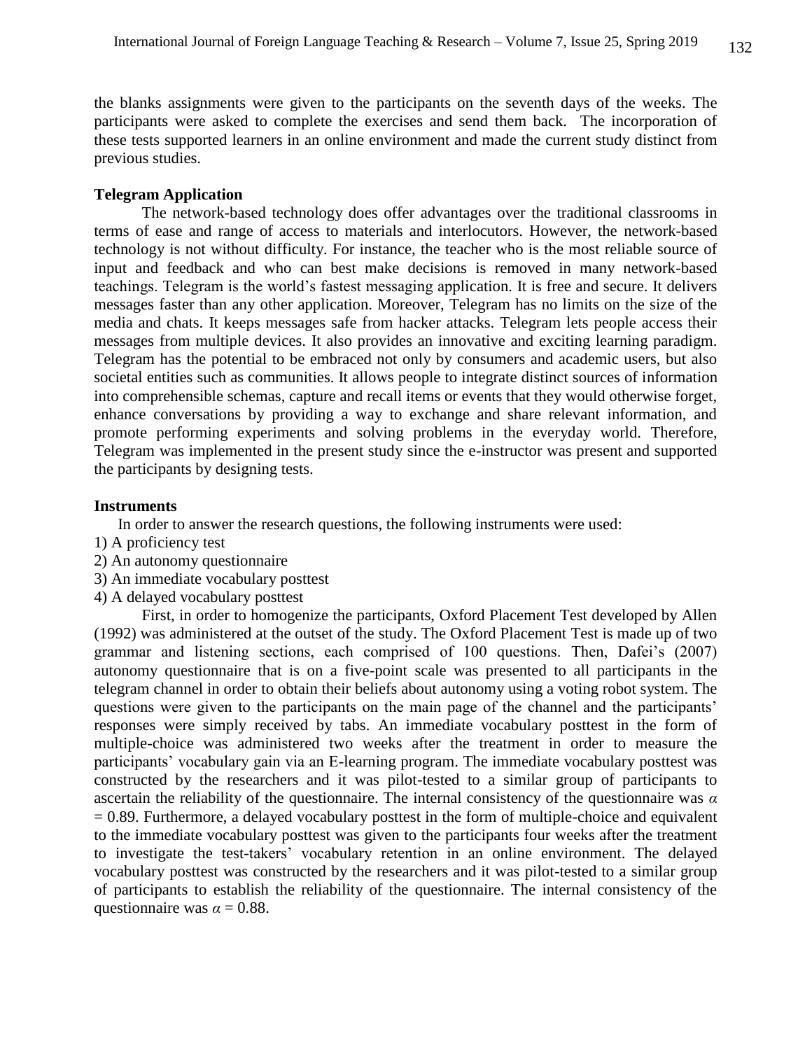the blanks assignments were given to the participants on the seventh days of the weeks. The participants were asked to complete the exercises and send them back. The incorporation of these tests supported learners in an online environment and made the current study distinct from previous studies.

**Telegram Application**

The network-based technology does offer advantages over the traditional classrooms in terms of ease and range of access to materials and interlocutors. However, the network-based technology is not without difficulty. For instance, the teacher who is the most reliable source of input and feedback and who can best make decisions is removed in many network-based teachings. Telegram is the world's fastest messaging application. It is free and secure. It delivers messages faster than any other application. Moreover, Telegram has no limits on the size of the media and chats. It keeps messages safe from hacker attacks. Telegram lets people access their messages from multiple devices. It also provides an innovative and exciting learning paradigm. Telegram has the potential to be embraced not only by consumers and academic users, but also societal entities such as communities. It allows people to integrate distinct sources of information into comprehensible schemas, capture and recall items or events that they would otherwise forget, enhance conversations by providing a way to exchange and share relevant information, and promote performing experiments and solving problems in the everyday world. Therefore, Telegram was implemented in the present study since the e-instructor was present and supported the participants by designing tests.

**Instruments**

In order to answer the research questions, the following instruments were used:

1) A proficiency test
2) An autonomy questionnaire
3) An immediate vocabulary posttest
4) A delayed vocabulary posttest

First, in order to homogenize the participants, Oxford Placement Test developed by Allen (1992) was administered at the outset of the study. The Oxford Placement Test is made up of two grammar and listening sections, each comprised of 100 questions. Then, Dafei's (2007) autonomy questionnaire that is on a five-point scale was presented to all participants in the telegram channel in order to obtain their beliefs about autonomy using a voting robot system. The questions were given to the participants on the main page of the channel and the participants' responses were simply received by tabs. An immediate vocabulary posttest in the form of multiple-choice was administered two weeks after the treatment in order to measure the participants' vocabulary gain via an E-learning program. The immediate vocabulary posttest was constructed by the researchers and it was pilot-tested to a similar group of participants to ascertain the reliability of the questionnaire. The internal consistency of the questionnaire was $\alpha = 0.89$. Furthermore, a delayed vocabulary posttest in the form of multiple-choice and equivalent to the immediate vocabulary posttest was given to the participants four weeks after the treatment to investigate the test-takers' vocabulary retention in an online environment. The delayed vocabulary posttest was constructed by the researchers and it was pilot-tested to a similar group of participants to establish the reliability of the questionnaire. The internal consistency of the questionnaire was $\alpha = 0.88$.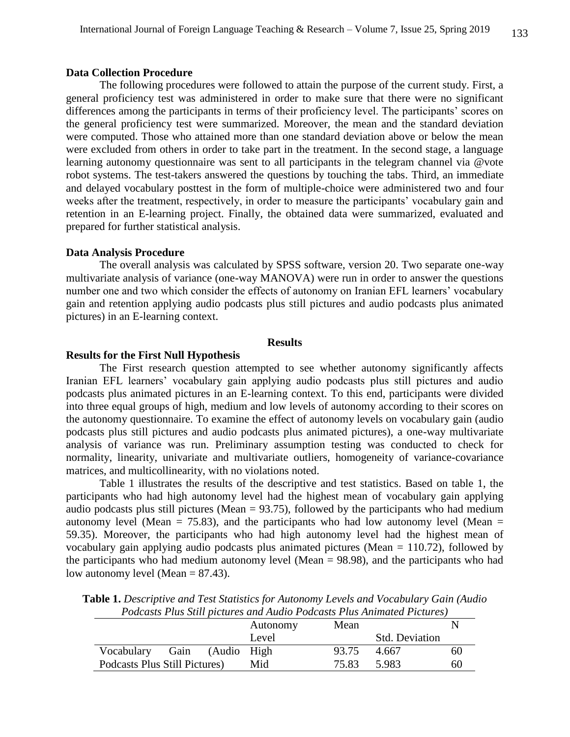**Data Collection Procedure**

The following procedures were followed to attain the purpose of the current study. First, a general proficiency test was administered in order to make sure that there were no significant differences among the participants in terms of their proficiency level. The participants' scores on the general proficiency test were summarized. Moreover, the mean and the standard deviation were computed. Those who attained more than one standard deviation above or below the mean were excluded from others in order to take part in the treatment. In the second stage, a language learning autonomy questionnaire was sent to all participants in the telegram channel via @vote robot systems. The test-takers answered the questions by touching the tabs. Third, an immediate and delayed vocabulary posttest in the form of multiple-choice were administered two and four weeks after the treatment, respectively, in order to measure the participants' vocabulary gain and retention in an E-learning project. Finally, the obtained data were summarized, evaluated and prepared for further statistical analysis.

**Data Analysis Procedure**

The overall analysis was calculated by SPSS software, version 20. Two separate one-way multivariate analysis of variance (one-way MANOVA) were run in order to answer the questions number one and two which consider the effects of autonomy on Iranian EFL learners' vocabulary gain and retention applying audio podcasts plus still pictures and audio podcasts plus animated pictures) in an E-learning context.

## Results

**Results for the First Null Hypothesis**

The First research question attempted to see whether autonomy significantly affects Iranian EFL learners' vocabulary gain applying audio podcasts plus still pictures and audio podcasts plus animated pictures in an E-learning context. To this end, participants were divided into three equal groups of high, medium and low levels of autonomy according to their scores on the autonomy questionnaire. To examine the effect of autonomy levels on vocabulary gain (audio podcasts plus still pictures and audio podcasts plus animated pictures), a one-way multivariate analysis of variance was run. Preliminary assumption testing was conducted to check for normality, linearity, univariate and multivariate outliers, homogeneity of variance-covariance matrices, and multicollinearity, with no violations noted.

Table 1 illustrates the results of the descriptive and test statistics. Based on table 1, the participants who had high autonomy level had the highest mean of vocabulary gain applying audio podcasts plus still pictures (Mean = 93.75), followed by the participants who had medium autonomy level (Mean = 75.83), and the participants who had low autonomy level (Mean = 59.35). Moreover, the participants who had high autonomy level had the highest mean of vocabulary gain applying audio podcasts plus animated pictures (Mean = 110.72), followed by the participants who had medium autonomy level (Mean = 98.98), and the participants who had low autonomy level (Mean = 87.43).

**Table 1.** *Descriptive and Test Statistics for Autonomy Levels and Vocabulary Gain (Audio Podcasts Plus Still pictures and Audio Podcasts Plus Animated Pictures)*

| | Autonomy Level | Mean | Std. Deviation | N |
|---|---|---|---|---|
| Vocabulary Gain (Audio Podcasts Plus Still Pictures) | High | 93.75 | 4.667 | 60 |
| | Mid | 75.83 | 5.983 | 60 |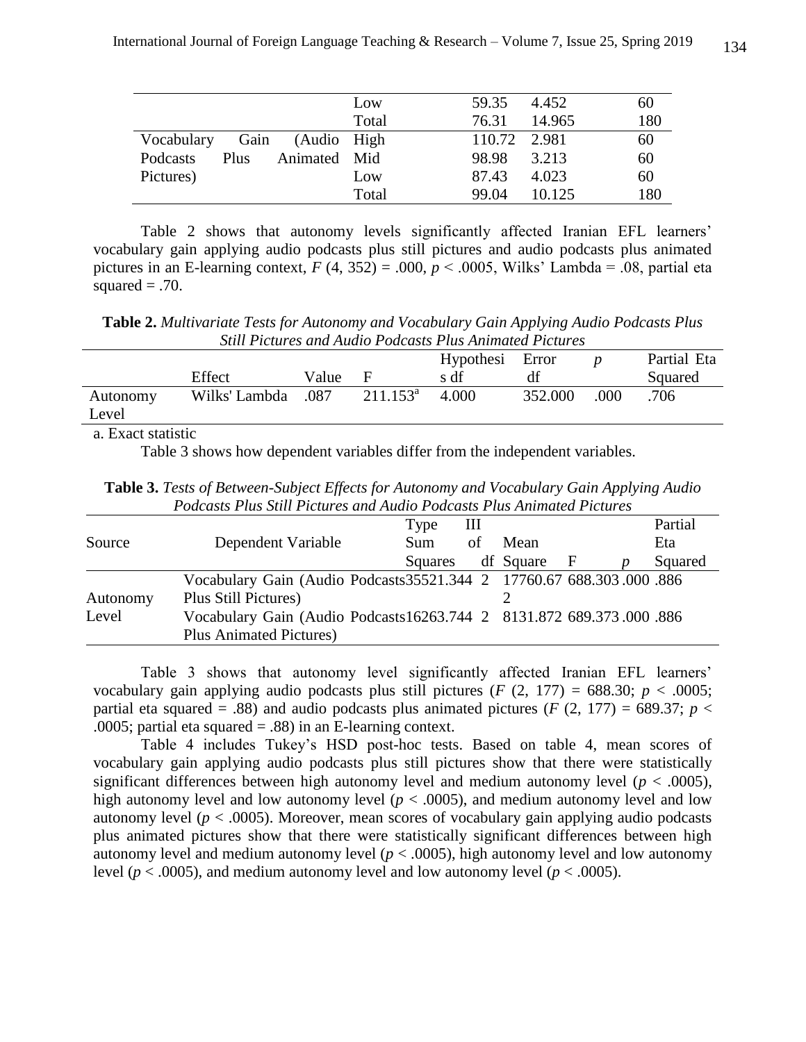| | | | | |
|---|---|---|---|---|
| | Low | 59.35 | 4.452 | 60 |
| | Total | 76.31 | 14.965 | 180 |
| Vocabulary Gain (Audio Podcasts Plus Animated Pictures) | High | 110.72 | 2.981 | 60 |
| | Mid | 98.98 | 3.213 | 60 |
| | Low | 87.43 | 4.023 | 60 |
| | Total | 99.04 | 10.125 | 180 |

Table 2 shows that autonomy levels significantly affected Iranian EFL learners' vocabulary gain applying audio podcasts plus still pictures and audio podcasts plus animated pictures in an E-learning context, $F$ (4, 352) = .000, $p < .0005$, Wilks' Lambda = .08, partial eta squared = .70.

**Table 2.** *Multivariate Tests for Autonomy and Vocabulary Gain Applying Audio Podcasts Plus Still Pictures and Audio Podcasts Plus Animated Pictures*

| | Effect | Value | F | Hypothesis df | Error df | $p$ | Partial Eta Squared |
|---|---|---|---|---|---|---|---|
| Autonomy Level | Wilks' Lambda | .087 | 211.153[a] | 4.000 | 352.000 | .000 | .706 |

a. Exact statistic

Table 3 shows how dependent variables differ from the independent variables.

**Table 3.** *Tests of Between-Subject Effects for Autonomy and Vocabulary Gain Applying Audio Podcasts Plus Still Pictures and Audio Podcasts Plus Animated Pictures*

| Source | Dependent Variable | Type III Sum of Squares | df | Mean Square | F | $p$ | Partial Eta Squared |
|---|---|---|---|---|---|---|---|
| Autonomy Level | Vocabulary Gain (Audio Podcasts Plus Still Pictures) | 35521.344 | 2 | 17760.672 | 688.303 | .000 | .886 |
| | Vocabulary Gain (Audio Podcasts Plus Animated Pictures) | 16263.744 | 2 | 8131.872 | 689.373 | .000 | .886 |

Table 3 shows that autonomy level significantly affected Iranian EFL learners' vocabulary gain applying audio podcasts plus still pictures ($F$ (2, 177) = 688.30; $p < .0005$; partial eta squared = .88) and audio podcasts plus animated pictures ($F$ (2, 177) = 689.37; $p < .0005$; partial eta squared = .88) in an E-learning context.

Table 4 includes Tukey's HSD post-hoc tests. Based on table 4, mean scores of vocabulary gain applying audio podcasts plus still pictures show that there were statistically significant differences between high autonomy level and medium autonomy level ($p < .0005$), high autonomy level and low autonomy level ($p < .0005$), and medium autonomy level and low autonomy level ($p < .0005$). Moreover, mean scores of vocabulary gain applying audio podcasts plus animated pictures show that there were statistically significant differences between high autonomy level and medium autonomy level ($p < .0005$), high autonomy level and low autonomy level ($p < .0005$), and medium autonomy level and low autonomy level ($p < .0005$).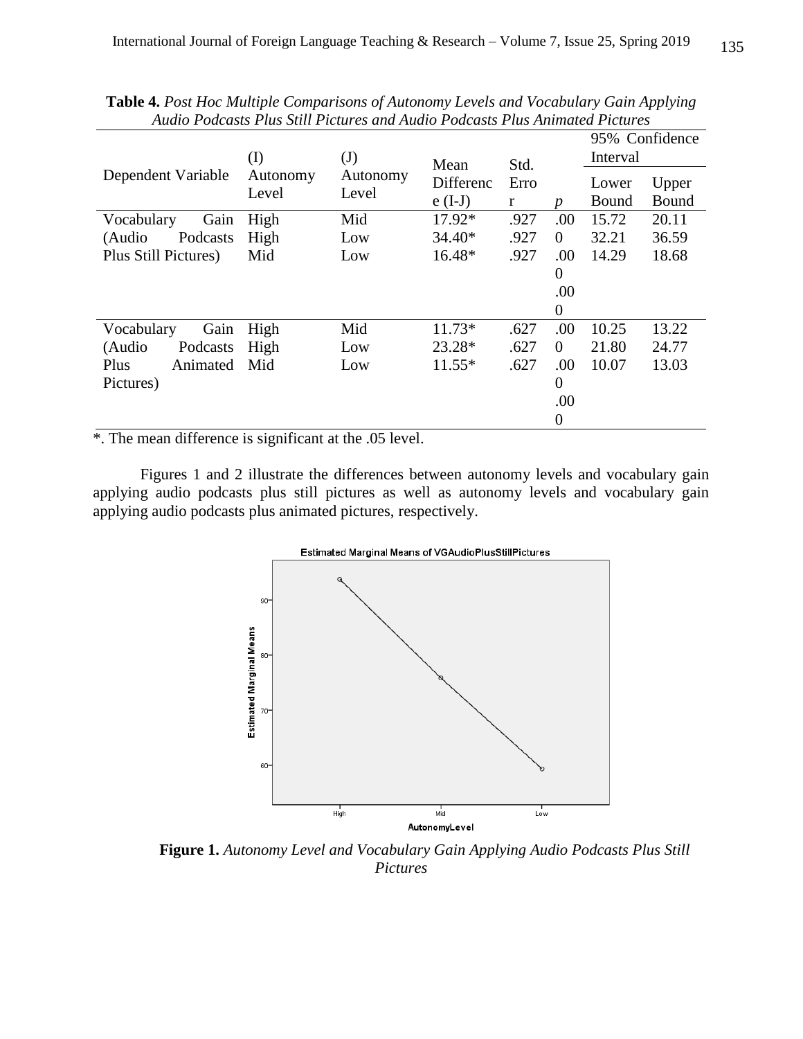**Table 4.** *Post Hoc Multiple Comparisons of Autonomy Levels and Vocabulary Gain Applying Audio Podcasts Plus Still Pictures and Audio Podcasts Plus Animated Pictures*

| Dependent Variable | (I) Autonomy Level | (J) Autonomy Level | Mean Difference (I-J) | Std. Error | *p* | 95% Confidence Interval Lower Bound | 95% Confidence Interval Upper Bound |
|---|---|---|---|---|---|---|---|
| Vocabulary Gain (Audio Podcasts Plus Still Pictures) | High | Mid | 17.92* | .927 | .000 | 15.72 | 20.11 |
| | High | Low | 34.40* | .927 | .000 | 32.21 | 36.59 |
| | Mid | Low | 16.48* | .927 | .000 | 14.29 | 18.68 |
| Vocabulary Gain (Audio Podcasts Plus Animated Pictures) | High | Mid | 11.73* | .627 | .000 | 10.25 | 13.22 |
| | High | Low | 23.28* | .627 | .000 | 21.80 | 24.77 |
| | Mid | Low | 11.55* | .627 | .000 | 10.07 | 13.03 |

*. The mean difference is significant at the .05 level.

Figures 1 and 2 illustrate the differences between autonomy levels and vocabulary gain applying audio podcasts plus still pictures as well as autonomy levels and vocabulary gain applying audio podcasts plus animated pictures, respectively.

**Figure 1.** *Autonomy Level and Vocabulary Gain Applying Audio Podcasts Plus Still Pictures*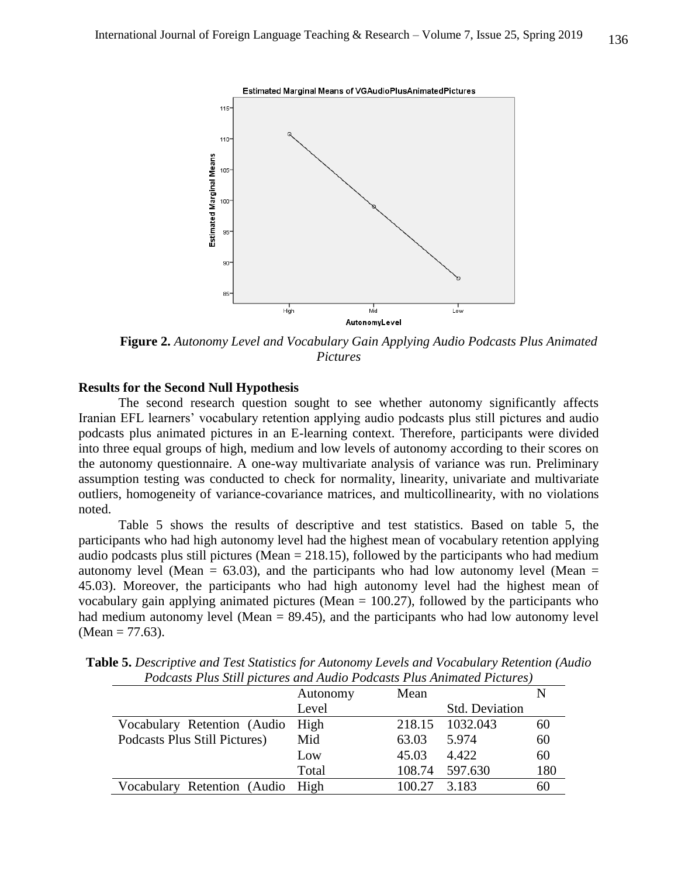**Figure 2.** *Autonomy Level and Vocabulary Gain Applying Audio Podcasts Plus Animated Pictures*

**Results for the Second Null Hypothesis**

The second research question sought to see whether autonomy significantly affects Iranian EFL learners' vocabulary retention applying audio podcasts plus still pictures and audio podcasts plus animated pictures in an E-learning context. Therefore, participants were divided into three equal groups of high, medium and low levels of autonomy according to their scores on the autonomy questionnaire. A one-way multivariate analysis of variance was run. Preliminary assumption testing was conducted to check for normality, linearity, univariate and multivariate outliers, homogeneity of variance-covariance matrices, and multicollinearity, with no violations noted.

Table 5 shows the results of descriptive and test statistics. Based on table 5, the participants who had high autonomy level had the highest mean of vocabulary retention applying audio podcasts plus still pictures (Mean = 218.15), followed by the participants who had medium autonomy level (Mean = 63.03), and the participants who had low autonomy level (Mean = 45.03). Moreover, the participants who had high autonomy level had the highest mean of vocabulary gain applying animated pictures (Mean = 100.27), followed by the participants who had medium autonomy level (Mean = 89.45), and the participants who had low autonomy level (Mean = 77.63).

**Table 5.** *Descriptive and Test Statistics for Autonomy Levels and Vocabulary Retention (Audio Podcasts Plus Still pictures and Audio Podcasts Plus Animated Pictures)*

| | Autonomy Level | Mean | Std. Deviation | N |
|---|---|---|---|---|
| Vocabulary Retention (Audio Podcasts Plus Still Pictures) | High | 218.15 | 1032.043 | 60 |
| | Mid | 63.03 | 5.974 | 60 |
| | Low | 45.03 | 4.422 | 60 |
| | Total | 108.74 | 597.630 | 180 |
| Vocabulary Retention (Audio | High | 100.27 | 3.183 | 60 |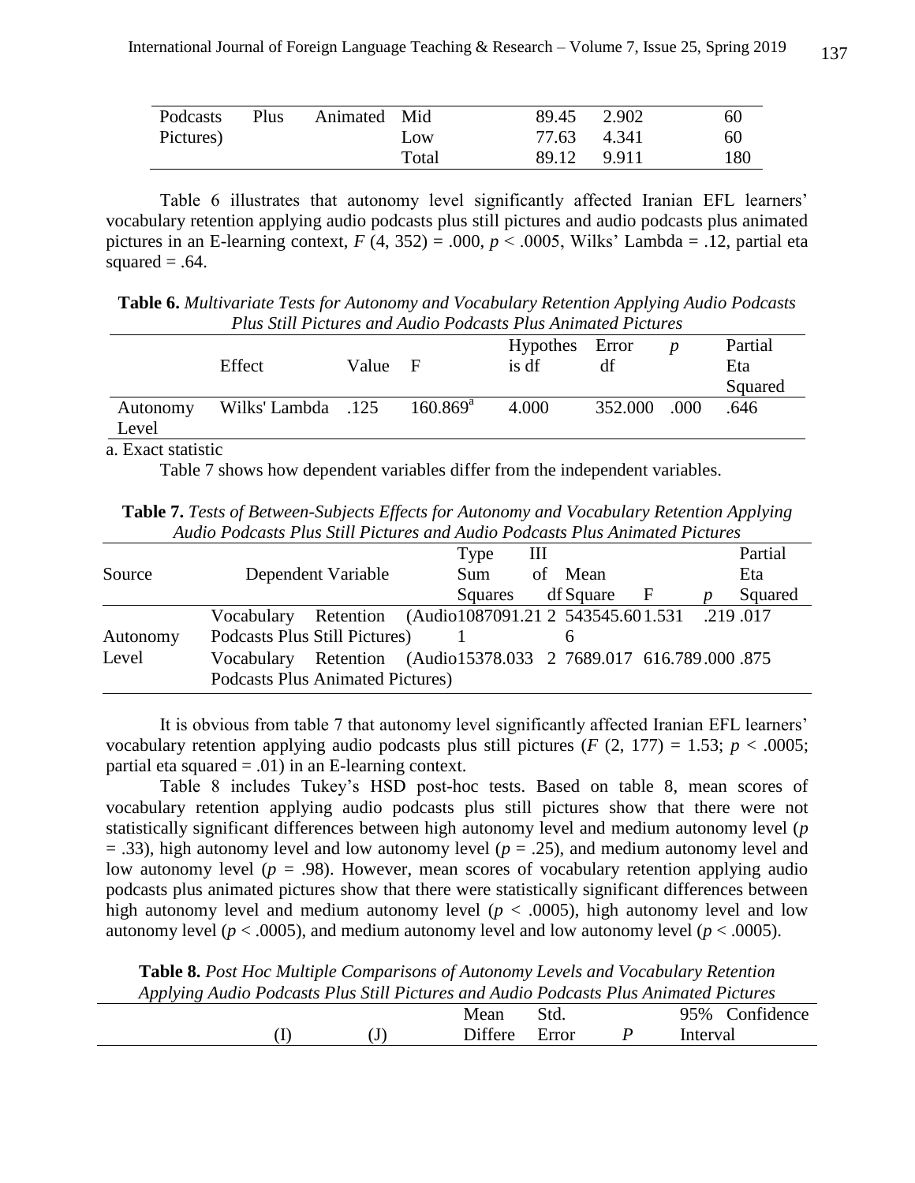| | | |
|---|---|---|---|---|
| Podcasts Plus Animated Pictures) | Mid | 89.45 | 2.902 | 60 |
| | Low | 77.63 | 4.341 | 60 |
| | Total | 89.12 | 9.911 | 180 |

Table 6 illustrates that autonomy level significantly affected Iranian EFL learners' vocabulary retention applying audio podcasts plus still pictures and audio podcasts plus animated pictures in an E-learning context, $F$ (4, 352) = .000, $p < .0005$, Wilks' Lambda = .12, partial eta squared = .64.

**Table 6.** *Multivariate Tests for Autonomy and Vocabulary Retention Applying Audio Podcasts Plus Still Pictures and Audio Podcasts Plus Animated Pictures*

| | Effect | Value | F | Hypothesis df | Error df | $p$ | Partial Eta Squared |
|---|---|---|---|---|---|---|---|
| Autonomy Level | Wilks' Lambda | .125 | 160.869[a] | 4.000 | 352.000 | .000 | .646 |

a. Exact statistic

Table 7 shows how dependent variables differ from the independent variables.

**Table 7.** *Tests of Between-Subjects Effects for Autonomy and Vocabulary Retention Applying Audio Podcasts Plus Still Pictures and Audio Podcasts Plus Animated Pictures*

| Source | Dependent Variable | Type III Sum of Squares | df | Mean Square | F | $p$ | Partial Eta Squared |
|---|---|---|---|---|---|---|---|
| Autonomy Level | Vocabulary Retention (Audio Podcasts Plus Still Pictures) | 1087091.211 | 2 | 543545.606 | 1.531 | .219 | .017 |
| | Vocabulary Retention (Audio Podcasts Plus Animated Pictures) | 15378.033 | 2 | 7689.017 | 616.789 | .000 | .875 |

It is obvious from table 7 that autonomy level significantly affected Iranian EFL learners' vocabulary retention applying audio podcasts plus still pictures ($F$ (2, 177) = 1.53; $p < .0005$; partial eta squared = .01) in an E-learning context.

Table 8 includes Tukey's HSD post-hoc tests. Based on table 8, mean scores of vocabulary retention applying audio podcasts plus still pictures show that there were not statistically significant differences between high autonomy level and medium autonomy level ($p$ = .33), high autonomy level and low autonomy level ($p$ = .25), and medium autonomy level and low autonomy level ($p$ = .98). However, mean scores of vocabulary retention applying audio podcasts plus animated pictures show that there were statistically significant differences between high autonomy level and medium autonomy level ($p < .0005$), high autonomy level and low autonomy level ($p < .0005$), and medium autonomy level and low autonomy level ($p < .0005$).

**Table 8.** *Post Hoc Multiple Comparisons of Autonomy Levels and Vocabulary Retention Applying Audio Podcasts Plus Still Pictures and Audio Podcasts Plus Animated Pictures*

| | (I) | (J) | Mean Differe | Std. Error | $P$ | 95% Confidence Interval |
|---|---|---|---|---|---|---|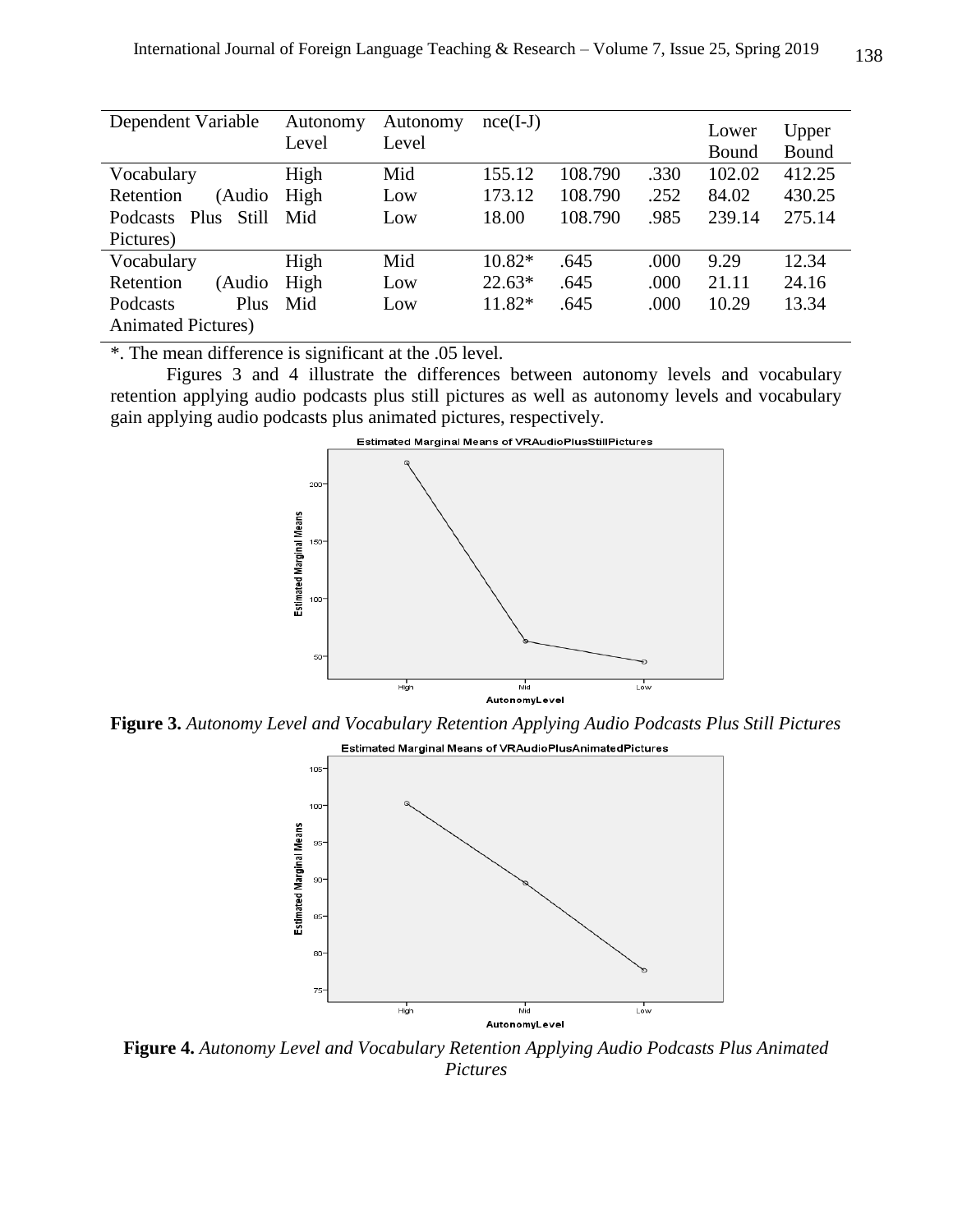| Dependent Variable | Autonomy Level | Autonomy Level | nce(I-J) | | | Lower Bound | Upper Bound |
|---|---|---|---|---|---|---|---|
| Vocabulary Retention (Audio Podcasts Plus Still Pictures) | High | Mid | 155.12 | 108.790 | .330 | 102.02 | 412.25 |
| | High | Low | 173.12 | 108.790 | .252 | 84.02 | 430.25 |
| | Mid | Low | 18.00 | 108.790 | .985 | 239.14 | 275.14 |
| Vocabulary Retention (Audio Podcasts Plus Animated Pictures) | High | Mid | 10.82* | .645 | .000 | 9.29 | 12.34 |
| | High | Low | 22.63* | .645 | .000 | 21.11 | 24.16 |
| | Mid | Low | 11.82* | .645 | .000 | 10.29 | 13.34 |

*. The mean difference is significant at the .05 level.

Figures 3 and 4 illustrate the differences between autonomy levels and vocabulary retention applying audio podcasts plus still pictures as well as autonomy levels and vocabulary gain applying audio podcasts plus animated pictures, respectively.

**Figure 3.** *Autonomy Level and Vocabulary Retention Applying Audio Podcasts Plus Still Pictures*

**Figure 4.** *Autonomy Level and Vocabulary Retention Applying Audio Podcasts Plus Animated Pictures*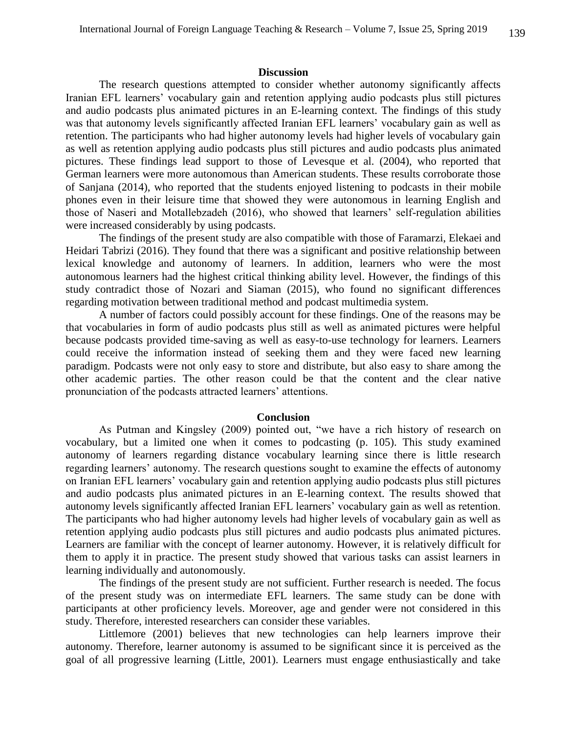## Discussion

The research questions attempted to consider whether autonomy significantly affects Iranian EFL learners' vocabulary gain and retention applying audio podcasts plus still pictures and audio podcasts plus animated pictures in an E-learning context. The findings of this study was that autonomy levels significantly affected Iranian EFL learners' vocabulary gain as well as retention. The participants who had higher autonomy levels had higher levels of vocabulary gain as well as retention applying audio podcasts plus still pictures and audio podcasts plus animated pictures. These findings lead support to those of Levesque et al. (2004), who reported that German learners were more autonomous than American students. These results corroborate those of Sanjana (2014), who reported that the students enjoyed listening to podcasts in their mobile phones even in their leisure time that showed they were autonomous in learning English and those of Naseri and Motallebzadeh (2016), who showed that learners' self-regulation abilities were increased considerably by using podcasts.

The findings of the present study are also compatible with those of Faramarzi, Elekaei and Heidari Tabrizi (2016). They found that there was a significant and positive relationship between lexical knowledge and autonomy of learners. In addition, learners who were the most autonomous learners had the highest critical thinking ability level. However, the findings of this study contradict those of Nozari and Siaman (2015), who found no significant differences regarding motivation between traditional method and podcast multimedia system.

A number of factors could possibly account for these findings. One of the reasons may be that vocabularies in form of audio podcasts plus still as well as animated pictures were helpful because podcasts provided time-saving as well as easy-to-use technology for learners. Learners could receive the information instead of seeking them and they were faced new learning paradigm. Podcasts were not only easy to store and distribute, but also easy to share among the other academic parties. The other reason could be that the content and the clear native pronunciation of the podcasts attracted learners' attentions.

## Conclusion

As Putman and Kingsley (2009) pointed out, "we have a rich history of research on vocabulary, but a limited one when it comes to podcasting (p. 105). This study examined autonomy of learners regarding distance vocabulary learning since there is little research regarding learners' autonomy. The research questions sought to examine the effects of autonomy on Iranian EFL learners' vocabulary gain and retention applying audio podcasts plus still pictures and audio podcasts plus animated pictures in an E-learning context. The results showed that autonomy levels significantly affected Iranian EFL learners' vocabulary gain as well as retention. The participants who had higher autonomy levels had higher levels of vocabulary gain as well as retention applying audio podcasts plus still pictures and audio podcasts plus animated pictures. Learners are familiar with the concept of learner autonomy. However, it is relatively difficult for them to apply it in practice. The present study showed that various tasks can assist learners in learning individually and autonomously.

The findings of the present study are not sufficient. Further research is needed. The focus of the present study was on intermediate EFL learners. The same study can be done with participants at other proficiency levels. Moreover, age and gender were not considered in this study. Therefore, interested researchers can consider these variables.

Littlemore (2001) believes that new technologies can help learners improve their autonomy. Therefore, learner autonomy is assumed to be significant since it is perceived as the goal of all progressive learning (Little, 2001). Learners must engage enthusiastically and take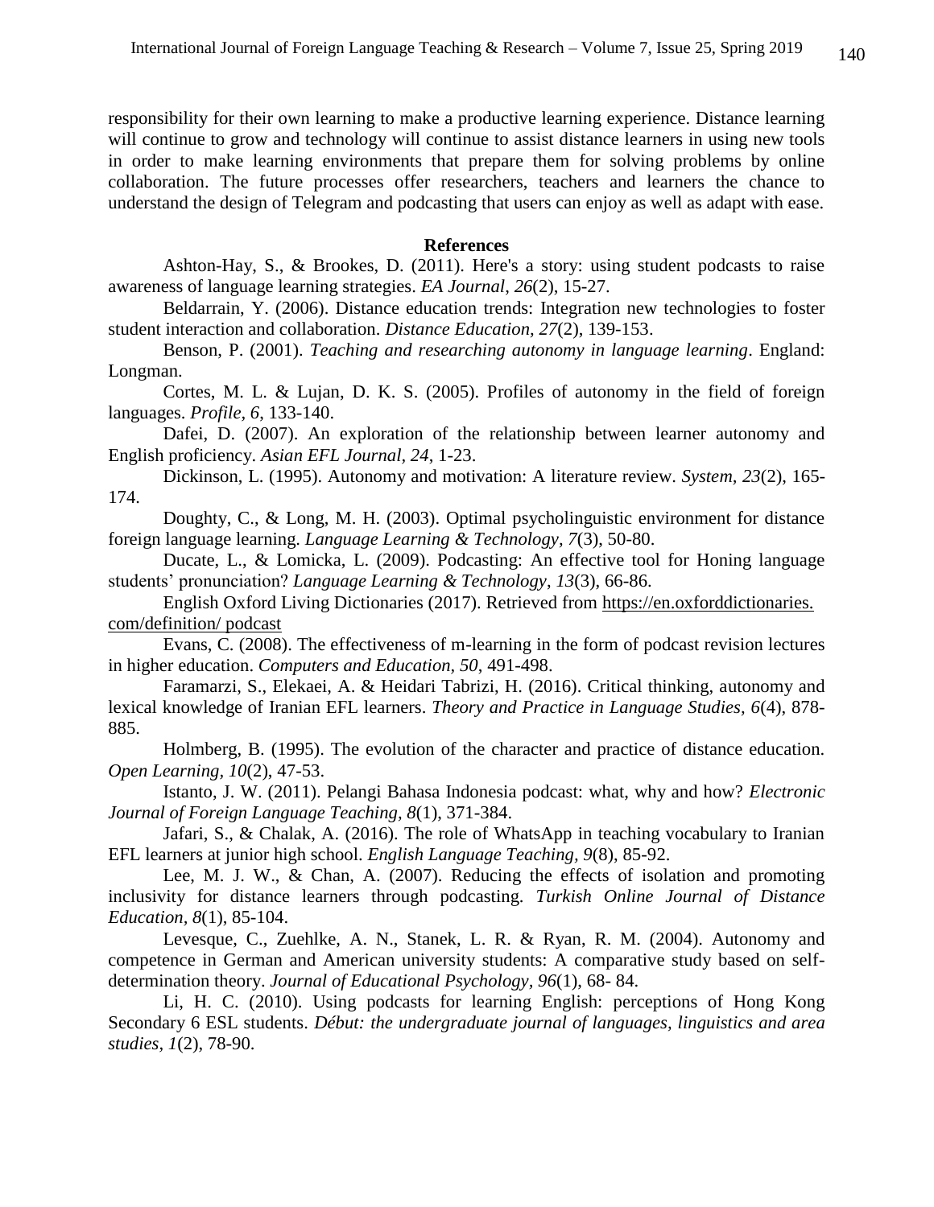responsibility for their own learning to make a productive learning experience. Distance learning will continue to grow and technology will continue to assist distance learners in using new tools in order to make learning environments that prepare them for solving problems by online collaboration. The future processes offer researchers, teachers and learners the chance to understand the design of Telegram and podcasting that users can enjoy as well as adapt with ease.

## References

Ashton-Hay, S., & Brookes, D. (2011). Here's a story: using student podcasts to raise awareness of language learning strategies. *EA Journal*, *26*(2), 15-27.

Beldarrain, Y. (2006). Distance education trends: Integration new technologies to foster student interaction and collaboration. *Distance Education, 27*(2), 139-153.

Benson, P. (2001). *Teaching and researching autonomy in language learning*. England: Longman.

Cortes, M. L. & Lujan, D. K. S. (2005). Profiles of autonomy in the field of foreign languages. *Profile*, *6*, 133-140.

Dafei, D. (2007). An exploration of the relationship between learner autonomy and English proficiency. *Asian EFL Journal, 24*, 1-23.

Dickinson, L. (1995). Autonomy and motivation: A literature review. *System, 23*(2), 165-174.

Doughty, C., & Long, M. H. (2003). Optimal psycholinguistic environment for distance foreign language learning. *Language Learning & Technology, 7*(3), 50-80.

Ducate, L., & Lomicka, L. (2009). Podcasting: An effective tool for Honing language students' pronunciation? *Language Learning & Technology*, *13*(3), 66-86.

English Oxford Living Dictionaries (2017). Retrieved from https://en.oxforddictionaries.com/definition/ podcast

Evans, C. (2008). The effectiveness of m-learning in the form of podcast revision lectures in higher education. *Computers and Education, 50*, 491-498.

Faramarzi, S., Elekaei, A. & Heidari Tabrizi, H. (2016). Critical thinking, autonomy and lexical knowledge of Iranian EFL learners. *Theory and Practice in Language Studies*, *6*(4), 878-885.

Holmberg, B. (1995). The evolution of the character and practice of distance education. *Open Learning, 10*(2), 47-53.

Istanto, J. W. (2011). Pelangi Bahasa Indonesia podcast: what, why and how? *Electronic Journal of Foreign Language Teaching, 8*(1), 371-384.

Jafari, S., & Chalak, A. (2016). The role of WhatsApp in teaching vocabulary to Iranian EFL learners at junior high school. *English Language Teaching, 9*(8), 85-92.

Lee, M. J. W., & Chan, A. (2007). Reducing the effects of isolation and promoting inclusivity for distance learners through podcasting. *Turkish Online Journal of Distance Education, 8*(1), 85-104.

Levesque, C., Zuehlke, A. N., Stanek, L. R. & Ryan, R. M. (2004). Autonomy and competence in German and American university students: A comparative study based on self-determination theory. *Journal of Educational Psychology*, *96*(1), 68- 84.

Li, H. C. (2010). Using podcasts for learning English: perceptions of Hong Kong Secondary 6 ESL students. *Début: the undergraduate journal of languages, linguistics and area studies, 1*(2), 78-90.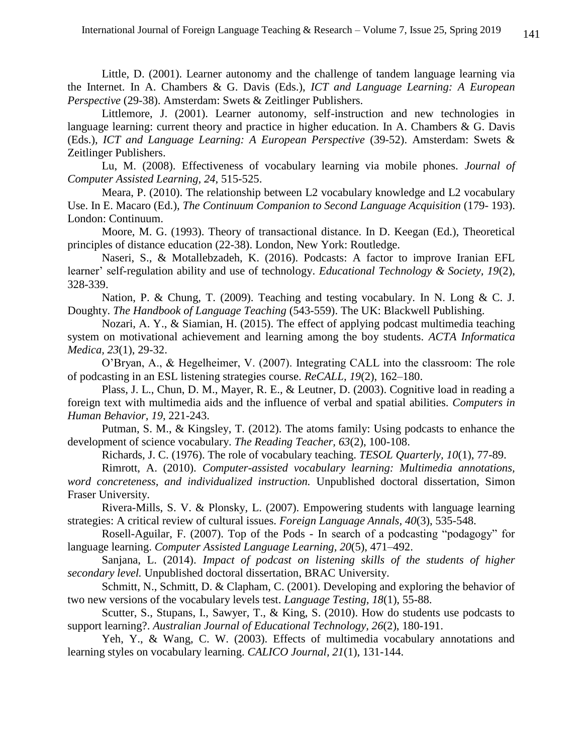Little, D. (2001). Learner autonomy and the challenge of tandem language learning via the Internet. In A. Chambers & G. Davis (Eds.), *ICT and Language Learning: A European Perspective* (29-38). Amsterdam: Swets & Zeitlinger Publishers.

Littlemore, J. (2001). Learner autonomy, self-instruction and new technologies in language learning: current theory and practice in higher education. In A. Chambers & G. Davis (Eds.), *ICT and Language Learning: A European Perspective* (39-52). Amsterdam: Swets & Zeitlinger Publishers.

Lu, M. (2008). Effectiveness of vocabulary learning via mobile phones. *Journal of Computer Assisted Learning, 24*, 515-525.

Meara, P. (2010). The relationship between L2 vocabulary knowledge and L2 vocabulary Use. In E. Macaro (Ed.), *The Continuum Companion to Second Language Acquisition* (179- 193). London: Continuum.

Moore, M. G. (1993). Theory of transactional distance. In D. Keegan (Ed.), Theoretical principles of distance education (22-38). London, New York: Routledge.

Naseri, S., & Motallebzadeh, K. (2016). Podcasts: A factor to improve Iranian EFL learner' self-regulation ability and use of technology. *Educational Technology & Society, 19*(2), 328-339.

Nation, P. & Chung, T. (2009). Teaching and testing vocabulary. In N. Long & C. J. Doughty. *The Handbook of Language Teaching* (543-559). The UK: Blackwell Publishing.

Nozari, A. Y., & Siamian, H. (2015). The effect of applying podcast multimedia teaching system on motivational achievement and learning among the boy students. *ACTA Informatica Medica, 23*(1), 29-32.

O'Bryan, A., & Hegelheimer, V. (2007). Integrating CALL into the classroom: The role of podcasting in an ESL listening strategies course. *ReCALL, 19*(2), 162–180.

Plass, J. L., Chun, D. M., Mayer, R. E., & Leutner, D. (2003). Cognitive load in reading a foreign text with multimedia aids and the influence of verbal and spatial abilities. *Computers in Human Behavior, 19*, 221-243.

Putman, S. M., & Kingsley, T. (2012). The atoms family: Using podcasts to enhance the development of science vocabulary. *The Reading Teacher, 63*(2), 100-108.

Richards, J. C. (1976). The role of vocabulary teaching. *TESOL Quarterly, 10*(1), 77-89.

Rimrott, A. (2010). *Computer-assisted vocabulary learning: Multimedia annotations, word concreteness, and individualized instruction.* Unpublished doctoral dissertation, Simon Fraser University.

Rivera-Mills, S. V. & Plonsky, L. (2007). Empowering students with language learning strategies: A critical review of cultural issues. *Foreign Language Annals, 40*(3), 535-548.

Rosell-Aguilar, F. (2007). Top of the Pods - In search of a podcasting "podagogy" for language learning. *Computer Assisted Language Learning, 20*(5), 471–492.

Sanjana, L. (2014). *Impact of podcast on listening skills of the students of higher secondary level.* Unpublished doctoral dissertation, BRAC University.

Schmitt, N., Schmitt, D. & Clapham, C. (2001). Developing and exploring the behavior of two new versions of the vocabulary levels test. *Language Testing, 18*(1), 55-88.

Scutter, S., Stupans, I., Sawyer, T., & King, S. (2010). How do students use podcasts to support learning?. *Australian Journal of Educational Technology, 26*(2), 180-191.

Yeh, Y., & Wang, C. W. (2003). Effects of multimedia vocabulary annotations and learning styles on vocabulary learning. *CALICO Journal, 21*(1), 131-144.